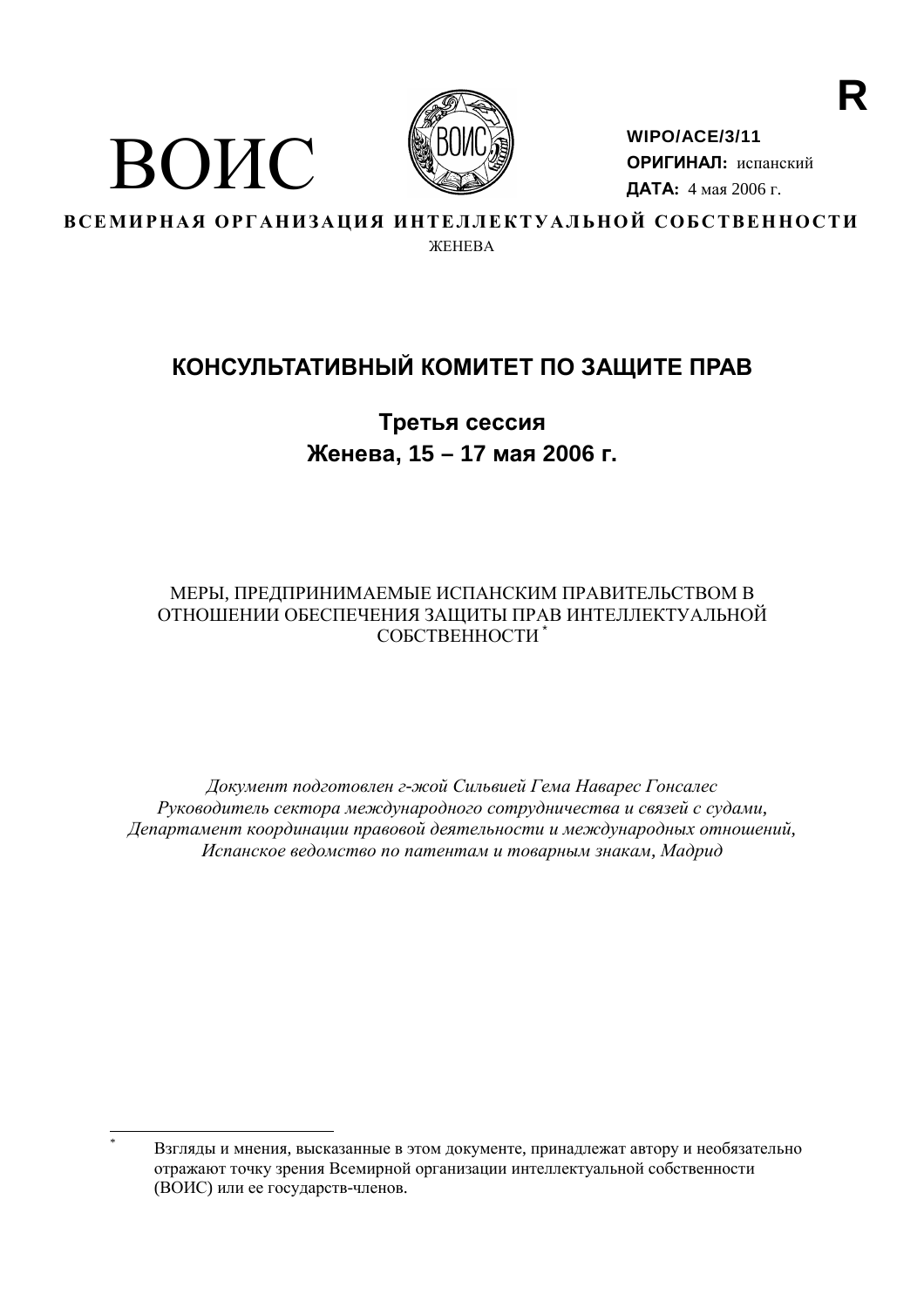R

ВОИС

**WIPO/ACE/3/11**
**ОРИГИНАЛ:** испанский
**ДАТА:** 4 мая 2006 г.

**ВСЕМИРНАЯ ОРГАНИЗАЦИЯ ИНТЕЛЛЕКТУАЛЬНОЙ СОБСТВЕННОСТИ**
ЖЕНЕВА

# КОНСУЛЬТАТИВНЫЙ КОМИТЕТ ПО ЗАЩИТЕ ПРАВ

## Третья сессия
## Женева, 15 – 17 мая 2006 г.

МЕРЫ, ПРЕДПРИНИМАЕМЫЕ ИСПАНСКИМ ПРАВИТЕЛЬСТВОМ В ОТНОШЕНИИ ОБЕСПЕЧЕНИЯ ЗАЩИТЫ ПРАВ ИНТЕЛЛЕКТУАЛЬНОЙ СОБСТВЕННОСТИ*

*Документ подготовлен г-жой Сильвией Гема Наварес Гонсалес*
*Руководитель сектора международного сотрудничества и связей с судами,*
*Департамент координации правовой деятельности и международных отношений,*
*Испанское ведомство по патентам и товарным знакам, Мадрид*

---

* Взгляды и мнения, высказанные в этом документе, принадлежат автору и необязательно отражают точку зрения Всемирной организации интеллектуальной собственности (ВОИС) или ее государств-членов.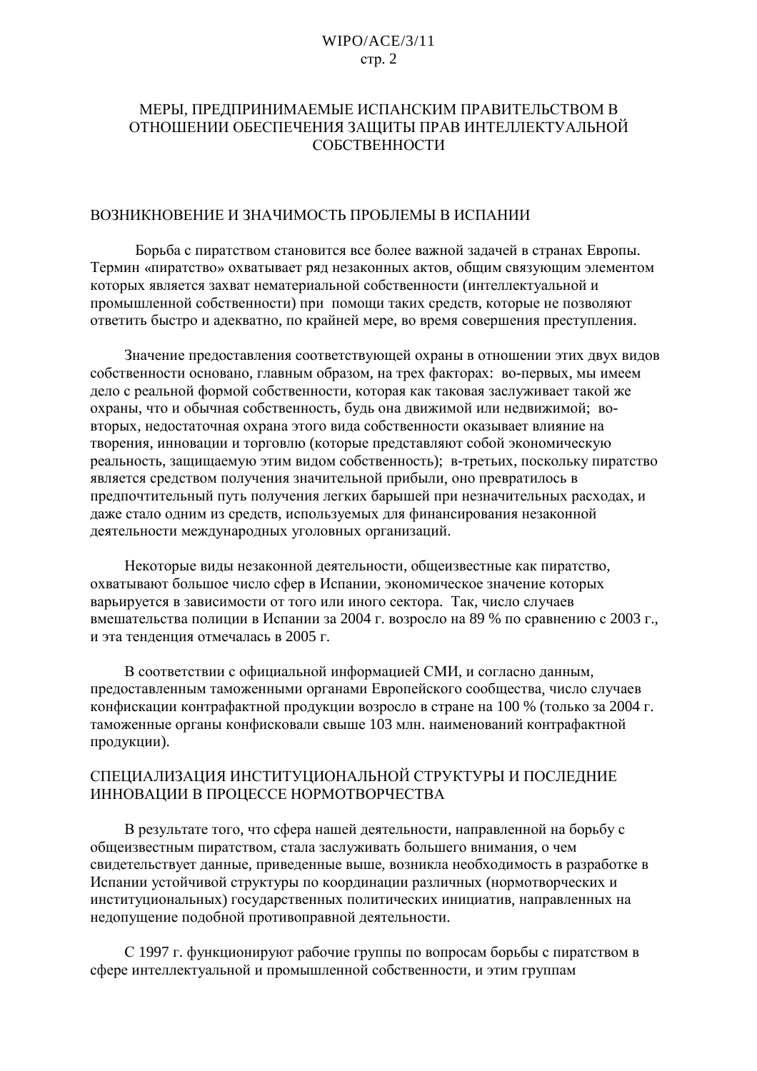# МЕРЫ, ПРЕДПРИНИМАЕМЫЕ ИСПАНСКИМ ПРАВИТЕЛЬСТВОМ В ОТНОШЕНИИ ОБЕСПЕЧЕНИЯ ЗАЩИТЫ ПРАВ ИНТЕЛЛЕКТУАЛЬНОЙ СОБСТВЕННОСТИ

## ВОЗНИКНОВЕНИЕ И ЗНАЧИМОСТЬ ПРОБЛЕМЫ В ИСПАНИИ

Борьба с пиратством становится все более важной задачей в странах Европы. Термин «пиратство» охватывает ряд незаконных актов, общим связующим элементом которых является захват нематериальной собственности (интеллектуальной и промышленной собственности) при помощи таких средств, которые не позволяют ответить быстро и адекватно, по крайней мере, во время совершения преступления.

Значение предоставления соответствующей охраны в отношении этих двух видов собственности основано, главным образом, на трех факторах: во-первых, мы имеем дело с реальной формой собственности, которая как таковая заслуживает такой же охраны, что и обычная собственность, будь она движимой или недвижимой; во-вторых, недостаточная охрана этого вида собственности оказывает влияние на творения, инновации и торговлю (которые представляют собой экономическую реальность, защищаемую этим видом собственности); в-третьих, поскольку пиратство является средством получения значительной прибыли, оно превратилось в предпочтительный путь получения легких барышей при незначительных расходах, и даже стало одним из средств, используемых для финансирования незаконной деятельности международных уголовных организаций.

Некоторые виды незаконной деятельности, общеизвестные как пиратство, охватывают большое число сфер в Испании, экономическое значение которых варьируется в зависимости от того или иного сектора. Так, число случаев вмешательства полиции в Испании за 2004 г. возросло на 89 % по сравнению с 2003 г., и эта тенденция отмечалась в 2005 г.

В соответствии с официальной информацией СМИ, и согласно данным, предоставленным таможенными органами Европейского сообщества, число случаев конфискации контрафактной продукции возросло в стране на 100 % (только за 2004 г. таможенные органы конфисковали свыше 103 млн. наименований контрафактной продукции).

## СПЕЦИАЛИЗАЦИЯ ИНСТИТУЦИОНАЛЬНОЙ СТРУКТУРЫ И ПОСЛЕДНИЕ ИННОВАЦИИ В ПРОЦЕССЕ НОРМОТВОРЧЕСТВА

В результате того, что сфера нашей деятельности, направленной на борьбу с общеизвестным пиратством, стала заслуживать большего внимания, о чем свидетельствует данные, приведенные выше, возникла необходимость в разработке в Испании устойчивой структуры по координации различных (нормотворческих и институциональных) государственных политических инициатив, направленных на недопущение подобной противоправной деятельности.

С 1997 г. функционируют рабочие группы по вопросам борьбы с пиратством в сфере интеллектуальной и промышленной собственности, и этим группам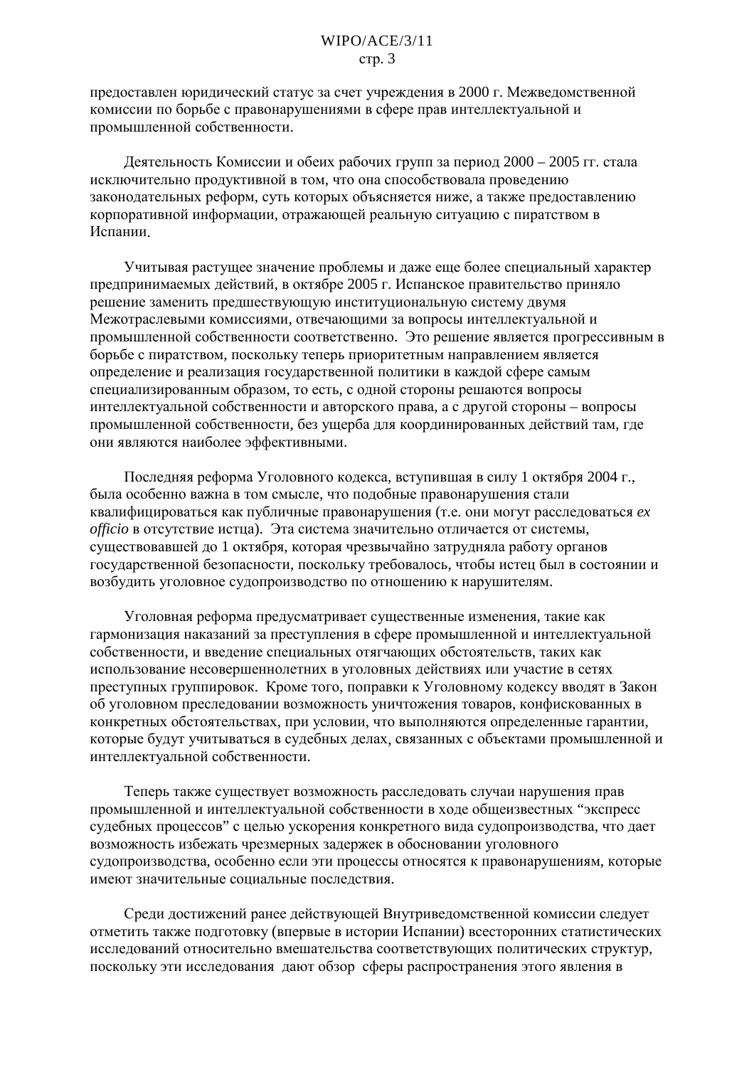предоставлен юридический статус за счет учреждения в 2000 г. Межведомственной комиссии по борьбе с правонарушениями в сфере прав интеллектуальной и промышленной собственности.

Деятельность Комиссии и обеих рабочих групп за период 2000 – 2005 гг. стала исключительно продуктивной в том, что она способствовала проведению законодательных реформ, суть которых объясняется ниже, а также предоставлению корпоративной информации, отражающей реальную ситуацию с пиратством в Испании.

Учитывая растущее значение проблемы и даже еще более специальный характер предпринимаемых действий, в октябре 2005 г. Испанское правительство приняло решение заменить предшествующую институциональную систему двумя Межотраслевыми комиссиями, отвечающими за вопросы интеллектуальной и промышленной собственности соответственно. Это решение является прогрессивным в борьбе с пиратством, поскольку теперь приоритетным направлением является определение и реализация государственной политики в каждой сфере самым специализированным образом, то есть, с одной стороны решаются вопросы интеллектуальной собственности и авторского права, а с другой стороны – вопросы промышленной собственности, без ущерба для координированных действий там, где они являются наиболее эффективными.

Последняя реформа Уголовного кодекса, вступившая в силу 1 октября 2004 г., была особенно важна в том смысле, что подобные правонарушения стали квалифицироваться как публичные правонарушения (т.е. они могут расследоваться *ex officio* в отсутствие истца). Эта система значительно отличается от системы, существовавшей до 1 октября, которая чрезвычайно затрудняла работу органов государственной безопасности, поскольку требовалось, чтобы истец был в состоянии и возбудить уголовное судопроизводство по отношению к нарушителям.

Уголовная реформа предусматривает существенные изменения, такие как гармонизация наказаний за преступления в сфере промышленной и интеллектуальной собственности, и введение специальных отягчающих обстоятельств, таких как использование несовершеннолетних в уголовных действиях или участие в сетях преступных группировок. Кроме того, поправки к Уголовному кодексу вводят в Закон об уголовном преследовании возможность уничтожения товаров, конфискованных в конкретных обстоятельствах, при условии, что выполняются определенные гарантии, которые будут учитываться в судебных делах, связанных с объектами промышленной и интеллектуальной собственности.

Теперь также существует возможность расследовать случаи нарушения прав промышленной и интеллектуальной собственности в ходе общеизвестных “экспресс судебных процессов” с целью ускорения конкретного вида судопроизводства, что дает возможность избежать чрезмерных задержек в обосновании уголовного судопроизводства, особенно если эти процессы относятся к правонарушениям, которые имеют значительные социальные последствия.

Среди достижений ранее действующей Внутриведомственной комиссии следует отметить также подготовку (впервые в истории Испании) всесторонних статистических исследований относительно вмешательства соответствующих политических структур, поскольку эти исследования дают обзор сферы распространения этого явления в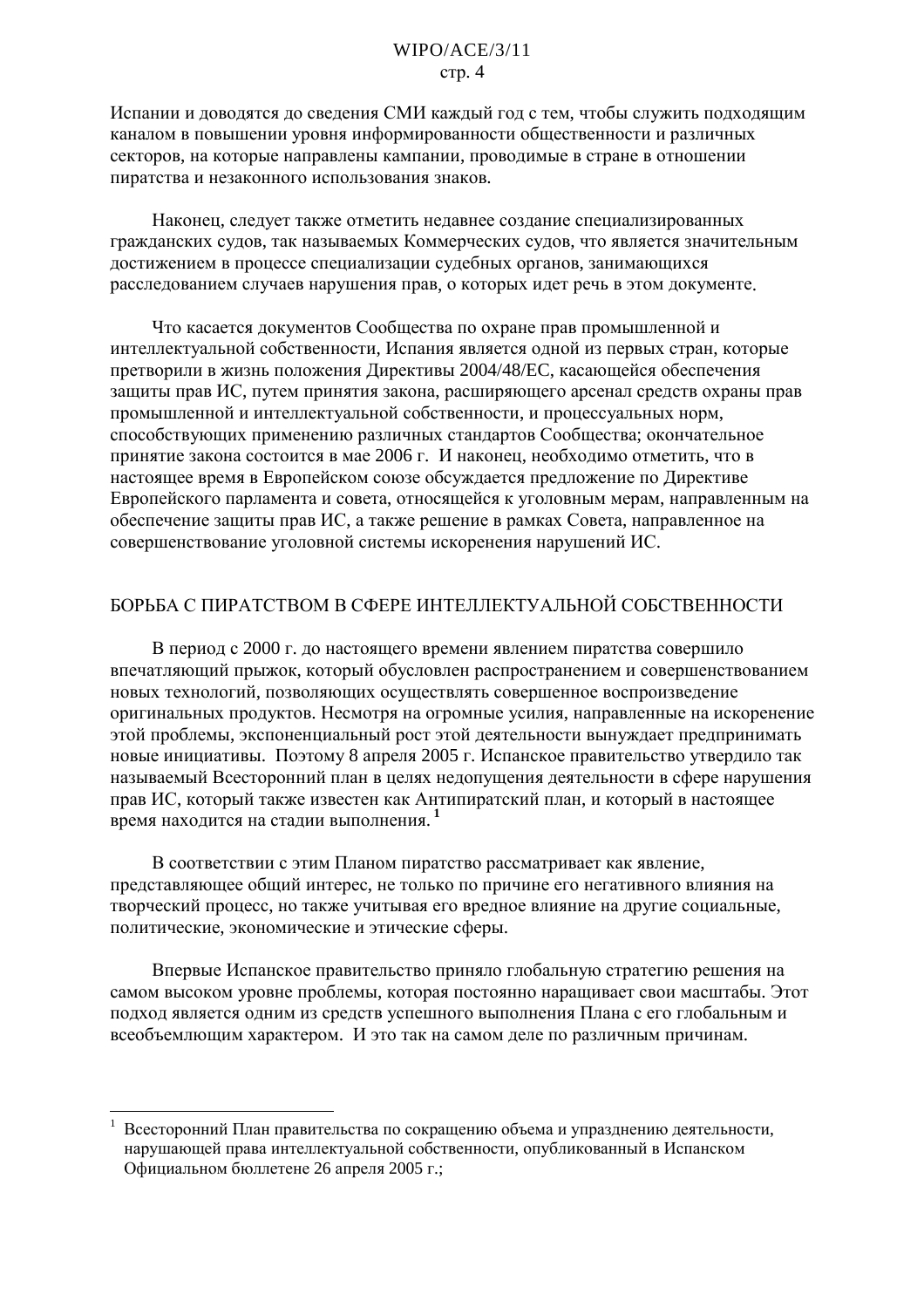Испании и доводятся до сведения СМИ каждый год с тем, чтобы служить подходящим каналом в повышении уровня информированности общественности и различных секторов, на которые направлены кампании, проводимые в стране в отношении пиратства и незаконного использования знаков.

Наконец, следует также отметить недавнее создание специализированных гражданских судов, так называемых Коммерческих судов, что является значительным достижением в процессе специализации судебных органов, занимающихся расследованием случаев нарушения прав, о которых идет речь в этом документе.

Что касается документов Сообщества по охране прав промышленной и интеллектуальной собственности, Испания является одной из первых стран, которые претворили в жизнь положения Директивы 2004/48/ЕС, касающейся обеспечения защиты прав ИС, путем принятия закона, расширяющего арсенал средств охраны прав промышленной и интеллектуальной собственности, и процессуальных норм, способствующих применению различных стандартов Сообщества; окончательное принятие закона состоится в мае 2006 г. И наконец, необходимо отметить, что в настоящее время в Европейском союзе обсуждается предложение по Директиве Европейского парламента и совета, относящейся к уголовным мерам, направленным на обеспечение защиты прав ИС, а также решение в рамках Совета, направленное на совершенствование уголовной системы искоренения нарушений ИС.

## БОРЬБА С ПИРАТСТВОМ В СФЕРЕ ИНТЕЛЛЕКТУАЛЬНОЙ СОБСТВЕННОСТИ

В период с 2000 г. до настоящего времени явлением пиратства совершило впечатляющий прыжок, который обусловлен распространением и совершенствованием новых технологий, позволяющих осуществлять совершенное воспроизведение оригинальных продуктов. Несмотря на огромные усилия, направленные на искоренение этой проблемы, экспоненциальный рост этой деятельности вынуждает предпринимать новые инициативы. Поэтому 8 апреля 2005 г. Испанское правительство утвердило так называемый Всесторонний план в целях недопущения деятельности в сфере нарушения прав ИС, который также известен как Антипиратский план, и который в настоящее время находится на стадии выполнения.[1]

В соответствии с этим Планом пиратство рассматривает как явление, представляющее общий интерес, не только по причине его негативного влияния на творческий процесс, но также учитывая его вредное влияние на другие социальные, политические, экономические и этические сферы.

Впервые Испанское правительство приняло глобальную стратегию решения на самом высоком уровне проблемы, которая постоянно наращивает свои масштабы. Этот подход является одним из средств успешного выполнения Плана с его глобальным и всеобъемлющим характером. И это так на самом деле по различным причинам.

---

[1] Всесторонний План правительства по сокращению объема и упразднению деятельности, нарушающей права интеллектуальной собственности, опубликованный в Испанском Официальном бюллетене 26 апреля 2005 г.;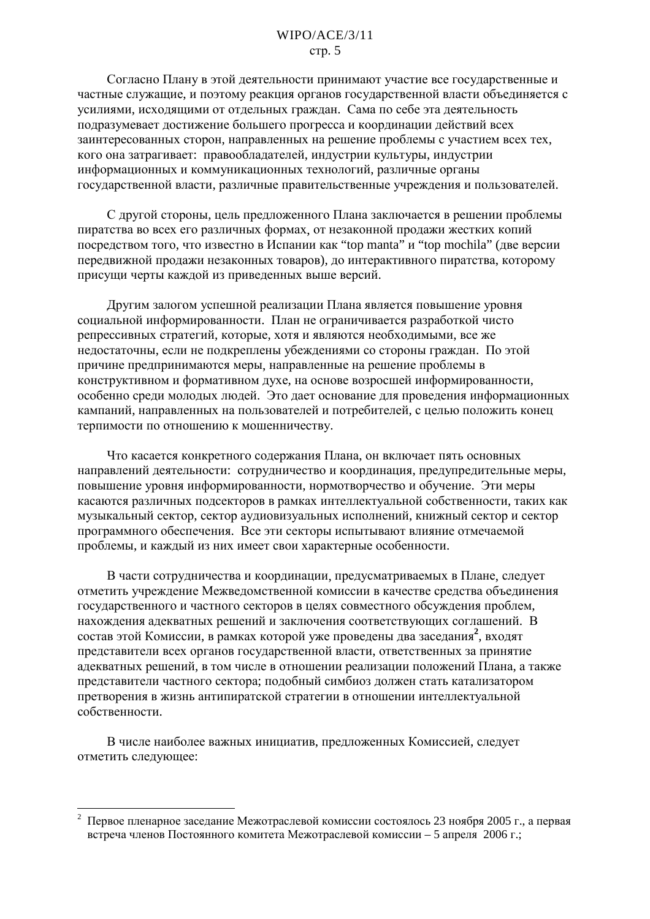Согласно Плану в этой деятельности принимают участие все государственные и частные служащие, и поэтому реакция органов государственной власти объединяется с усилиями, исходящими от отдельных граждан. Сама по себе эта деятельность подразумевает достижение большего прогресса и координации действий всех заинтересованных сторон, направленных на решение проблемы с участием всех тех, кого она затрагивает: правообладателей, индустрии культуры, индустрии информационных и коммуникационных технологий, различные органы государственной власти, различные правительственные учреждения и пользователей.

С другой стороны, цель предложенного Плана заключается в решении проблемы пиратства во всех его различных формах, от незаконной продажи жестких копий посредством того, что известно в Испании как “top manta” и “top mochila” (две версии передвижной продажи незаконных товаров), до интерактивного пиратства, которому присущи черты каждой из приведенных выше версий.

Другим залогом успешной реализации Плана является повышение уровня социальной информированности. План не ограничивается разработкой чисто репрессивных стратегий, которые, хотя и являются необходимыми, все же недостаточны, если не подкреплены убеждениями со стороны граждан. По этой причине предпринимаются меры, направленные на решение проблемы в конструктивном и формативном духе, на основе возросшей информированности, особенно среди молодых людей. Это дает основание для проведения информационных кампаний, направленных на пользователей и потребителей, с целью положить конец терпимости по отношению к мошенничеству.

Что касается конкретного содержания Плана, он включает пять основных направлений деятельности: сотрудничество и координация, предупредительные меры, повышение уровня информированности, нормотворчество и обучение. Эти меры касаются различных подсекторов в рамках интеллектуальной собственности, таких как музыкальный сектор, сектор аудиовизуальных исполнений, книжный сектор и сектор программного обеспечения. Все эти секторы испытывают влияние отмечаемой проблемы, и каждый из них имеет свои характерные особенности.

В части сотрудничества и координации, предусматриваемых в Плане, следует отметить учреждение Межведомственной комиссии в качестве средства объединения государственного и частного секторов в целях совместного обсуждения проблем, нахождения адекватных решений и заключения соответствующих соглашений. В состав этой Комиссии, в рамках которой уже проведены два заседания[2], входят представители всех органов государственной власти, ответственных за принятие адекватных решений, в том числе в отношении реализации положений Плана, а также представители частного сектора; подобный симбиоз должен стать катализатором претворения в жизнь антипиратской стратегии в отношении интеллектуальной собственности.

В числе наиболее важных инициатив, предложенных Комиссией, следует отметить следующее:

---

[2] Первое пленарное заседание Межотраслевой комиссии состоялось 23 ноября 2005 г., а первая встреча членов Постоянного комитета Межотраслевой комиссии – 5 апреля 2006 г.;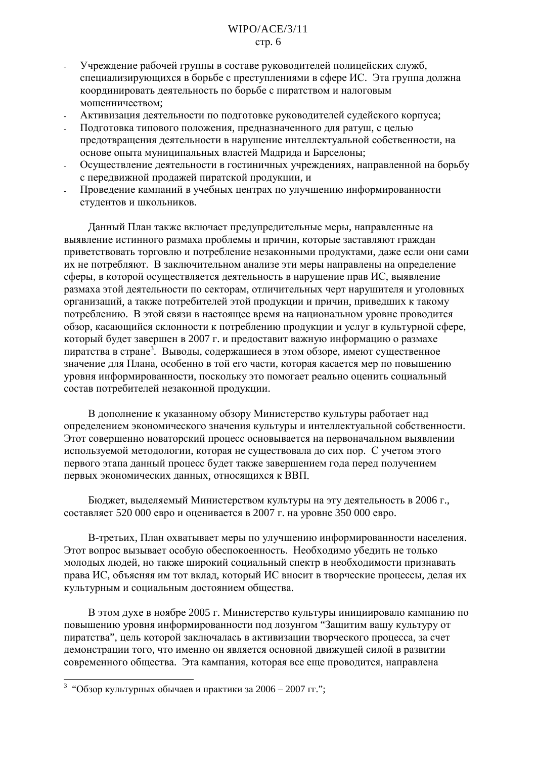- Учреждение рабочей группы в составе руководителей полицейских служб, специализирующихся в борьбе с преступлениями в сфере ИС. Эта группа должна координировать деятельность по борьбе с пиратством и налоговым мошенничеством;
- Активизация деятельности по подготовке руководителей судейского корпуса;
- Подготовка типового положения, предназначенного для ратуш, с целью предотвращения деятельности в нарушение интеллектуальной собственности, на основе опыта муниципальных властей Мадрида и Барселоны;
- Осуществление деятельности в гостиничных учреждениях, направленной на борьбу с передвижной продажей пиратской продукции, и
- Проведение кампаний в учебных центрах по улучшению информированности студентов и школьников.

Данный План также включает предупредительные меры, направленные на выявление истинного размаха проблемы и причин, которые заставляют граждан приветствовать торговлю и потребление незаконными продуктами, даже если они сами их не потребляют. В заключительном анализе эти меры направлены на определение сферы, в которой осуществляется деятельность в нарушение прав ИС, выявление размаха этой деятельности по секторам, отличительных черт нарушителя и уголовных организаций, а также потребителей этой продукции и причин, приведших к такому потреблению. В этой связи в настоящее время на национальном уровне проводится обзор, касающийся склонности к потреблению продукции и услуг в культурной сфере, который будет завершен в 2007 г. и предоставит важную информацию о размахе пиратства в стране[3]. Выводы, содержащиеся в этом обзоре, имеют существенное значение для Плана, особенно в той его части, которая касается мер по повышению уровня информированности, поскольку это помогает реально оценить социальный состав потребителей незаконной продукции.

В дополнение к указанному обзору Министерство культуры работает над определением экономического значения культуры и интеллектуальной собственности. Этот совершенно новаторский процесс основывается на первоначальном выявлении используемой методологии, которая не существовала до сих пор. С учетом этого первого этапа данный процесс будет также завершением года перед получением первых экономических данных, относящихся к ВВП.

Бюджет, выделяемый Министерством культуры на эту деятельность в 2006 г., составляет 520 000 евро и оценивается в 2007 г. на уровне 350 000 евро.

В-третьих, План охватывает меры по улучшению информированности населения. Этот вопрос вызывает особую обеспокоенность. Необходимо убедить не только молодых людей, но также широкий социальный спектр в необходимости признавать права ИС, объясняя им тот вклад, который ИС вносит в творческие процессы, делая их культурным и социальным достоянием общества.

В этом духе в ноябре 2005 г. Министерство культуры инициировало кампанию по повышению уровня информированности под лозунгом "Защитим вашу культуру от пиратства", цель которой заключалась в активизации творческого процесса, за счет демонстрации того, что именно он является основной движущей силой в развитии современного общества. Эта кампания, которая все еще проводится, направлена

---

[3] "Обзор культурных обычаев и практики за 2006 – 2007 гг.";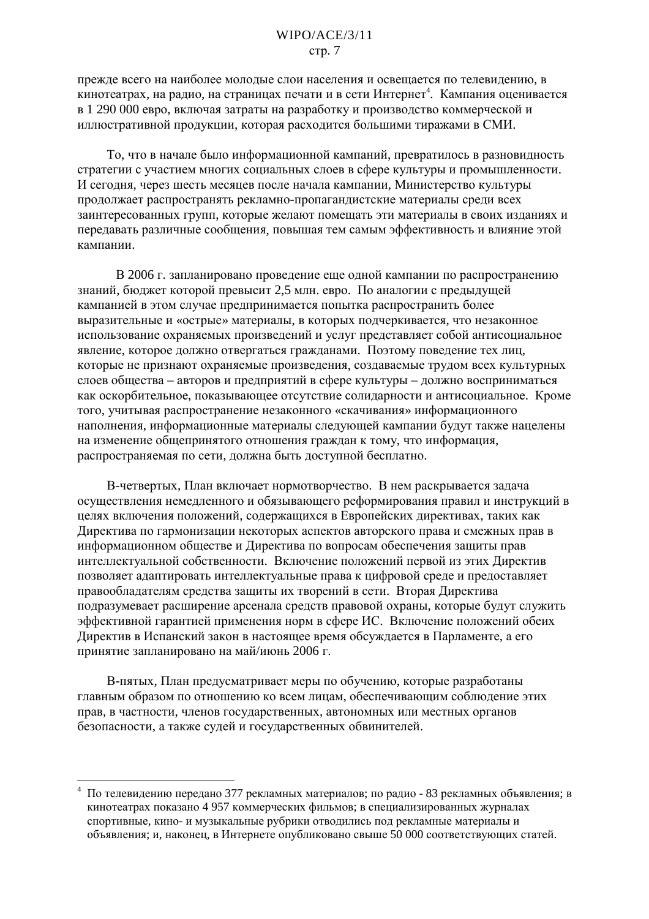прежде всего на наиболее молодые слои населения и освещается по телевидению, в кинотеатрах, на радио, на страницах печати и в сети Интернет[4]. Кампания оценивается в 1 290 000 евро, включая затраты на разработку и производство коммерческой и иллюстративной продукции, которая расходится большими тиражами в СМИ.

То, что в начале было информационной кампаний, превратилось в разновидность стратегии с участием многих социальных слоев в сфере культуры и промышленности. И сегодня, через шесть месяцев после начала кампании, Министерство культуры продолжает распространять рекламно-пропагандистские материалы среди всех заинтересованных групп, которые желают помещать эти материалы в своих изданиях и передавать различные сообщения, повышая тем самым эффективность и влияние этой кампании.

В 2006 г. запланировано проведение еще одной кампании по распространению знаний, бюджет которой превысит 2,5 млн. евро. По аналогии с предыдущей кампанией в этом случае предпринимается попытка распространить более выразительные и «острые» материалы, в которых подчеркивается, что незаконное использование охраняемых произведений и услуг представляет собой антисоциальное явление, которое должно отвергаться гражданами. Поэтому поведение тех лиц, которые не признают охраняемые произведения, создаваемые трудом всех культурных слоев общества – авторов и предприятий в сфере культуры – должно восприниматься как оскорбительное, показывающее отсутствие солидарности и антисоциальное. Кроме того, учитывая распространение незаконного «скачивания» информационного наполнения, информационные материалы следующей кампании будут также нацелены на изменение общепринятого отношения граждан к тому, что информация, распространяемая по сети, должна быть доступной бесплатно.

В-четвертых, План включает нормотворчество. В нем раскрывается задача осуществления немедленного и обязывающего реформирования правил и инструкций в целях включения положений, содержащихся в Европейских директивах, таких как Директива по гармонизации некоторых аспектов авторского права и смежных прав в информационном обществе и Директива по вопросам обеспечения защиты прав интеллектуальной собственности. Включение положений первой из этих Директив позволяет адаптировать интеллектуальные права к цифровой среде и предоставляет правообладателям средства защиты их творений в сети. Вторая Директива подразумевает расширение арсенала средств правовой охраны, которые будут служить эффективной гарантией применения норм в сфере ИС. Включение положений обеих Директив в Испанский закон в настоящее время обсуждается в Парламенте, а его принятие запланировано на май/июнь 2006 г.

В-пятых, План предусматривает меры по обучению, которые разработаны главным образом по отношению ко всем лицам, обеспечивающим соблюдение этих прав, в частности, членов государственных, автономных или местных органов безопасности, а также судей и государственных обвинителей.

---

[4] По телевидению передано 377 рекламных материалов; по радио - 83 рекламных объявления; в кинотеатрах показано 4 957 коммерческих фильмов; в специализированных журналах спортивные, кино- и музыкальные рубрики отводились под рекламные материалы и объявления; и, наконец, в Интернете опубликовано свыше 50 000 соответствующих статей.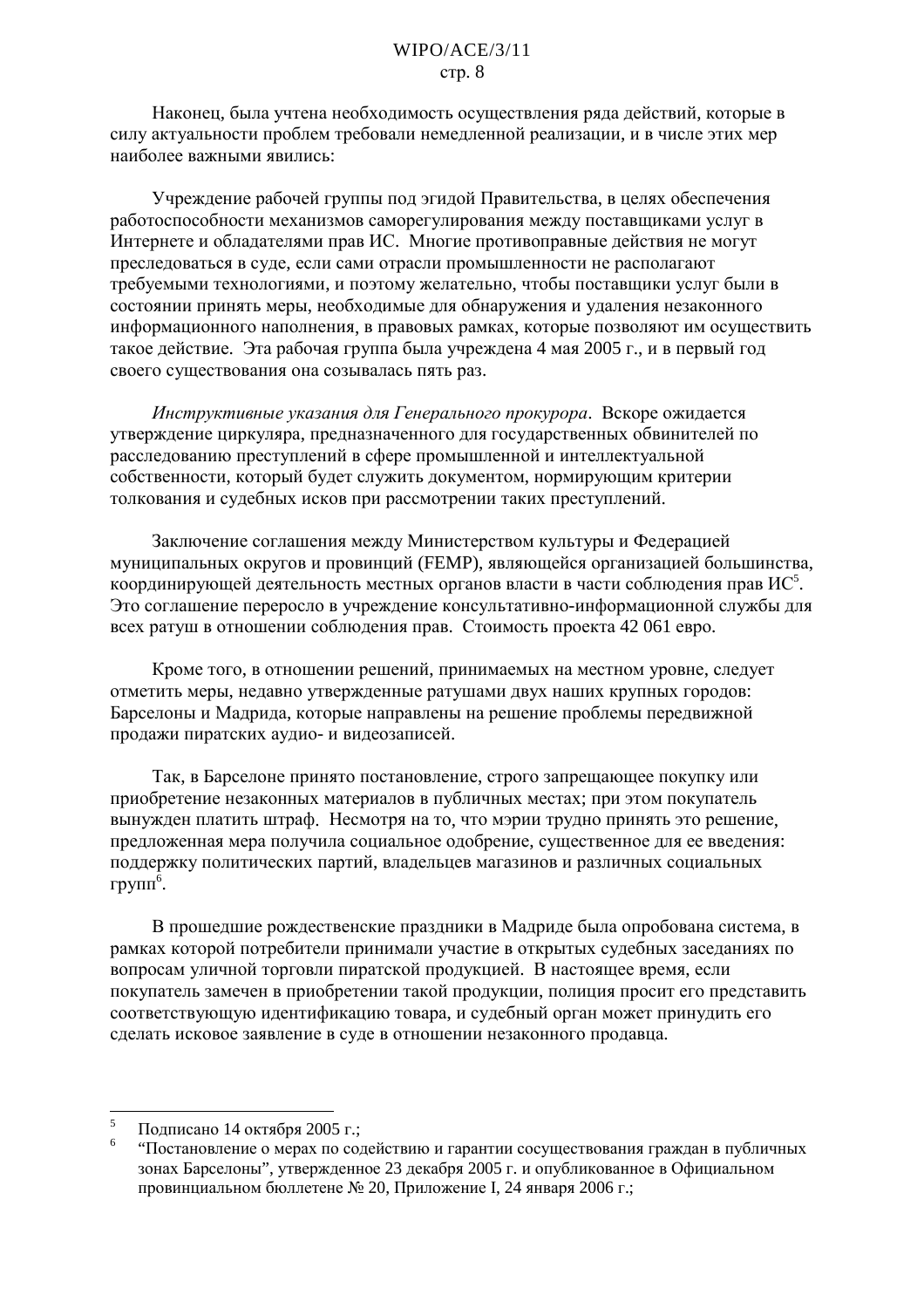Наконец, была учтена необходимость осуществления ряда действий, которые в силу актуальности проблем требовали немедленной реализации, и в числе этих мер наиболее важными явились:

Учреждение рабочей группы под эгидой Правительства, в целях обеспечения работоспособности механизмов саморегулирования между поставщиками услуг в Интернете и обладателями прав ИС. Многие противоправные действия не могут преследоваться в суде, если сами отрасли промышленности не располагают требуемыми технологиями, и поэтому желательно, чтобы поставщики услуг были в состоянии принять меры, необходимые для обнаружения и удаления незаконного информационного наполнения, в правовых рамках, которые позволяют им осуществить такое действие. Эта рабочая группа была учреждена 4 мая 2005 г., и в первый год своего существования она созывалась пять раз.

*Инструктивные указания для Генерального прокурора*. Вскоре ожидается утверждение циркуляра, предназначенного для государственных обвинителей по расследованию преступлений в сфере промышленной и интеллектуальной собственности, который будет служить документом, нормирующим критерии толкования и судебных исков при рассмотрении таких преступлений.

Заключение соглашения между Министерством культуры и Федерацией муниципальных округов и провинций (FEMP), являющейся организацией большинства, координирующей деятельность местных органов власти в части соблюдения прав ИС[5]. Это соглашение переросло в учреждение консультативно-информационной службы для всех ратуш в отношении соблюдения прав. Стоимость проекта 42 061 евро.

Кроме того, в отношении решений, принимаемых на местном уровне, следует отметить меры, недавно утвержденные ратушами двух наших крупных городов: Барселоны и Мадрида, которые направлены на решение проблемы передвижной продажи пиратских аудио- и видеозаписей.

Так, в Барселоне принято постановление, строго запрещающее покупку или приобретение незаконных материалов в публичных местах; при этом покупатель вынужден платить штраф. Несмотря на то, что мэрии трудно принять это решение, предложенная мера получила социальное одобрение, существенное для ее введения: поддержку политических партий, владельцев магазинов и различных социальных групп[6].

В прошедшие рождественские праздники в Мадриде была опробована система, в рамках которой потребители принимали участие в открытых судебных заседаниях по вопросам уличной торговли пиратской продукцией. В настоящее время, если покупатель замечен в приобретении такой продукции, полиция просит его представить соответствующую идентификацию товара, и судебный орган может принудить его сделать исковое заявление в суде в отношении незаконного продавца.

---

[5] Подписано 14 октября 2005 г.;

[6] "Постановление о мерах по содействию и гарантии сосуществования граждан в публичных зонах Барселоны", утвержденное 23 декабря 2005 г. и опубликованное в Официальном провинциальном бюллетене № 20, Приложение I, 24 января 2006 г.;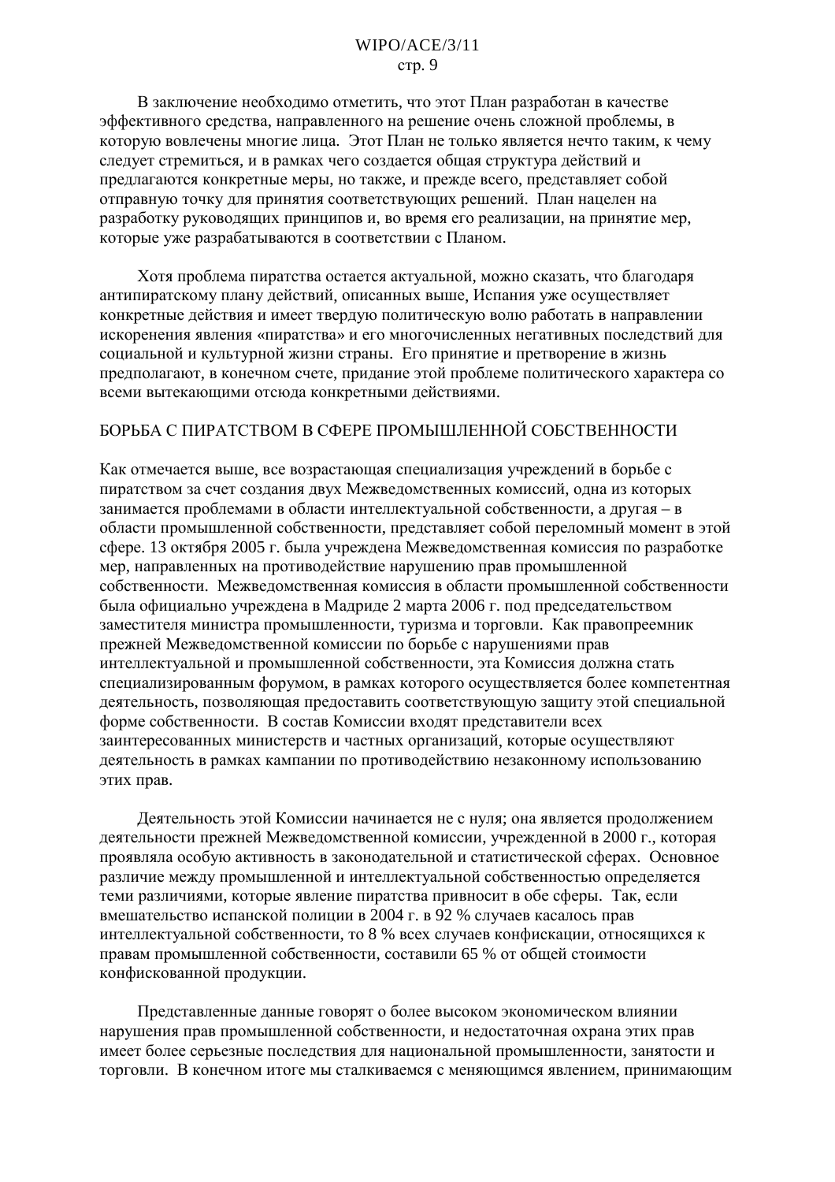В заключение необходимо отметить, что этот План разработан в качестве эффективного средства, направленного на решение очень сложной проблемы, в которую вовлечены многие лица. Этот План не только является нечто таким, к чему следует стремиться, и в рамках чего создается общая структура действий и предлагаются конкретные меры, но также, и прежде всего, представляет собой отправную точку для принятия соответствующих решений. План нацелен на разработку руководящих принципов и, во время его реализации, на принятие мер, которые уже разрабатываются в соответствии с Планом.

Хотя проблема пиратства остается актуальной, можно сказать, что благодаря антипиратскому плану действий, описанных выше, Испания уже осуществляет конкретные действия и имеет твердую политическую волю работать в направлении искоренения явления «пиратства» и его многочисленных негативных последствий для социальной и культурной жизни страны. Его принятие и претворение в жизнь предполагают, в конечном счете, придание этой проблеме политического характера со всеми вытекающими отсюда конкретными действиями.

## БОРЬБА С ПИРАТСТВОМ В СФЕРЕ ПРОМЫШЛЕННОЙ СОБСТВЕННОСТИ

Как отмечается выше, все возрастающая специализация учреждений в борьбе с пиратством за счет создания двух Межведомственных комиссий, одна из которых занимается проблемами в области интеллектуальной собственности, а другая – в области промышленной собственности, представляет собой переломный момент в этой сфере. 13 октября 2005 г. была учреждена Межведомственная комиссия по разработке мер, направленных на противодействие нарушению прав промышленной собственности. Межведомственная комиссия в области промышленной собственности была официально учреждена в Мадриде 2 марта 2006 г. под председательством заместителя министра промышленности, туризма и торговли. Как правопреемник прежней Межведомственной комиссии по борьбе с нарушениями прав интеллектуальной и промышленной собственности, эта Комиссия должна стать специализированным форумом, в рамках которого осуществляется более компетентная деятельность, позволяющая предоставить соответствующую защиту этой специальной форме собственности. В состав Комиссии входят представители всех заинтересованных министерств и частных организаций, которые осуществляют деятельность в рамках кампании по противодействию незаконному использованию этих прав.

Деятельность этой Комиссии начинается не с нуля; она является продолжением деятельности прежней Межведомственной комиссии, учрежденной в 2000 г., которая проявляла особую активность в законодательной и статистической сферах. Основное различие между промышленной и интеллектуальной собственностью определяется теми различиями, которые явление пиратства привносит в обе сферы. Так, если вмешательство испанской полиции в 2004 г. в 92 % случаев касалось прав интеллектуальной собственности, то 8 % всех случаев конфискации, относящихся к правам промышленной собственности, составили 65 % от общей стоимости конфискованной продукции.

Представленные данные говорят о более высоком экономическом влиянии нарушения прав промышленной собственности, и недостаточная охрана этих прав имеет более серьезные последствия для национальной промышленности, занятости и торговли. В конечном итоге мы сталкиваемся с меняющимся явлением, принимающим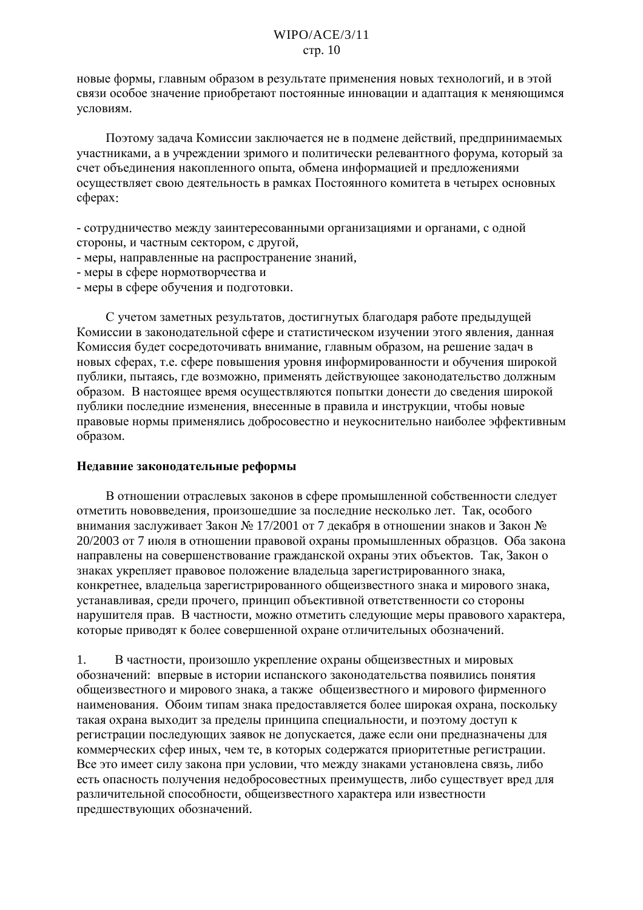новые формы, главным образом в результате применения новых технологий, и в этой связи особое значение приобретают постоянные инновации и адаптация к меняющимся условиям.

Поэтому задача Комиссии заключается не в подмене действий, предпринимаемых участниками, а в учреждении зримого и политически релевантного форума, который за счет объединения накопленного опыта, обмена информацией и предложениями осуществляет свою деятельность в рамках Постоянного комитета в четырех основных сферах:

- сотрудничество между заинтересованными организациями и органами, с одной стороны, и частным сектором, с другой,
- меры, направленные на распространение знаний,
- меры в сфере нормотворчества и
- меры в сфере обучения и подготовки.

С учетом заметных результатов, достигнутых благодаря работе предыдущей Комиссии в законодательной сфере и статистическом изучении этого явления, данная Комиссия будет сосредоточивать внимание, главным образом, на решение задач в новых сферах, т.е. сфере повышения уровня информированности и обучения широкой публики, пытаясь, где возможно, применять действующее законодательство должным образом. В настоящее время осуществляются попытки донести до сведения широкой публики последние изменения, внесенные в правила и инструкции, чтобы новые правовые нормы применялись добросовестно и неукоснительно наиболее эффективным образом.

**Недавние законодательные реформы**

В отношении отраслевых законов в сфере промышленной собственности следует отметить нововведения, произошедшие за последние несколько лет. Так, особого внимания заслуживает Закон № 17/2001 от 7 декабря в отношении знаков и Закон № 20/2003 от 7 июля в отношении правовой охраны промышленных образцов. Оба закона направлены на совершенствование гражданской охраны этих объектов. Так, Закон о знаках укрепляет правовое положение владельца зарегистрированного знака, конкретнее, владельца зарегистрированного общеизвестного знака и мирового знака, устанавливая, среди прочего, принцип объективной ответственности со стороны нарушителя прав. В частности, можно отметить следующие меры правового характера, которые приводят к более совершенной охране отличительных обозначений.

1. В частности, произошло укрепление охраны общеизвестных и мировых обозначений: впервые в истории испанского законодательства появились понятия общеизвестного и мирового знака, а также общеизвестного и мирового фирменного наименования. Обоим типам знака предоставляется более широкая охрана, поскольку такая охрана выходит за пределы принципа специальности, и поэтому доступ к регистрации последующих заявок не допускается, даже если они предназначены для коммерческих сфер иных, чем те, в которых содержатся приоритетные регистрации. Все это имеет силу закона при условии, что между знаками установлена связь, либо есть опасность получения недобросовестных преимуществ, либо существует вред для различительной способности, общеизвестного характера или известности предшествующих обозначений.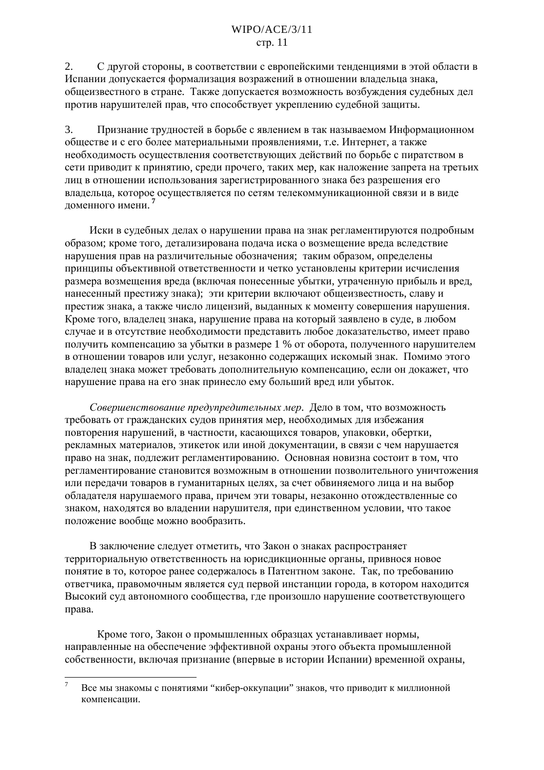2. С другой стороны, в соответствии с европейскими тенденциями в этой области в Испании допускается формализация возражений в отношении владельца знака, общеизвестного в стране. Также допускается возможность возбуждения судебных дел против нарушителей прав, что способствует укреплению судебной защиты.

3. Признание трудностей в борьбе с явлением в так называемом Информационном обществе и с его более материальными проявлениями, т.е. Интернет, а также необходимость осуществления соответствующих действий по борьбе с пиратством в сети приводит к принятию, среди прочего, таких мер, как наложение запрета на третьих лиц в отношении использования зарегистрированного знака без разрешения его владельца, которое осуществляется по сетям телекоммуникационной связи и в виде доменного имени.[7]

Иски в судебных делах о нарушении права на знак регламентируются подробным образом; кроме того, детализирована подача иска о возмещение вреда вследствие нарушения прав на различительные обозначения; таким образом, определены принципы объективной ответственности и четко установлены критерии исчисления размера возмещения вреда (включая понесенные убытки, утраченную прибыль и вред, нанесенный престижу знака); эти критерии включают общеизвестность, славу и престиж знака, а также число лицензий, выданных к моменту совершения нарушения. Кроме того, владелец знака, нарушение права на который заявлено в суде, в любом случае и в отсутствие необходимости представить любое доказательство, имеет право получить компенсацию за убытки в размере 1 % от оборота, полученного нарушителем в отношении товаров или услуг, незаконно содержащих искомый знак. Помимо этого владелец знака может требовать дополнительную компенсацию, если он докажет, что нарушение права на его знак принесло ему больший вред или убыток.

*Совершенствование предупредительных мер*. Дело в том, что возможность требовать от гражданских судов принятия мер, необходимых для избежания повторения нарушений, в частности, касающихся товаров, упаковки, обертки, рекламных материалов, этикеток или иной документации, в связи с чем нарушается право на знак, подлежит регламентированию. Основная новизна состоит в том, что регламентирование становится возможным в отношении позволительного уничтожения или передачи товаров в гуманитарных целях, за счет обвиняемого лица и на выбор обладателя нарушаемого права, причем эти товары, незаконно отождествленные со знаком, находятся во владении нарушителя, при единственном условии, что такое положение вообще можно вообразить.

В заключение следует отметить, что Закон о знаках распространяет территориальную ответственность на юрисдикционные органы, привнося новое понятие в то, которое ранее содержалось в Патентном законе. Так, по требованию ответчика, правомочным является суд первой инстанции города, в котором находится Высокий суд автономного сообщества, где произошло нарушение соответствующего права.

Кроме того, Закон о промышленных образцах устанавливает нормы, направленные на обеспечение эффективной охраны этого объекта промышленной собственности, включая признание (впервые в истории Испании) временной охраны,

---

[7] Все мы знакомы с понятиями "кибер-оккупации" знаков, что приводит к миллионной компенсации.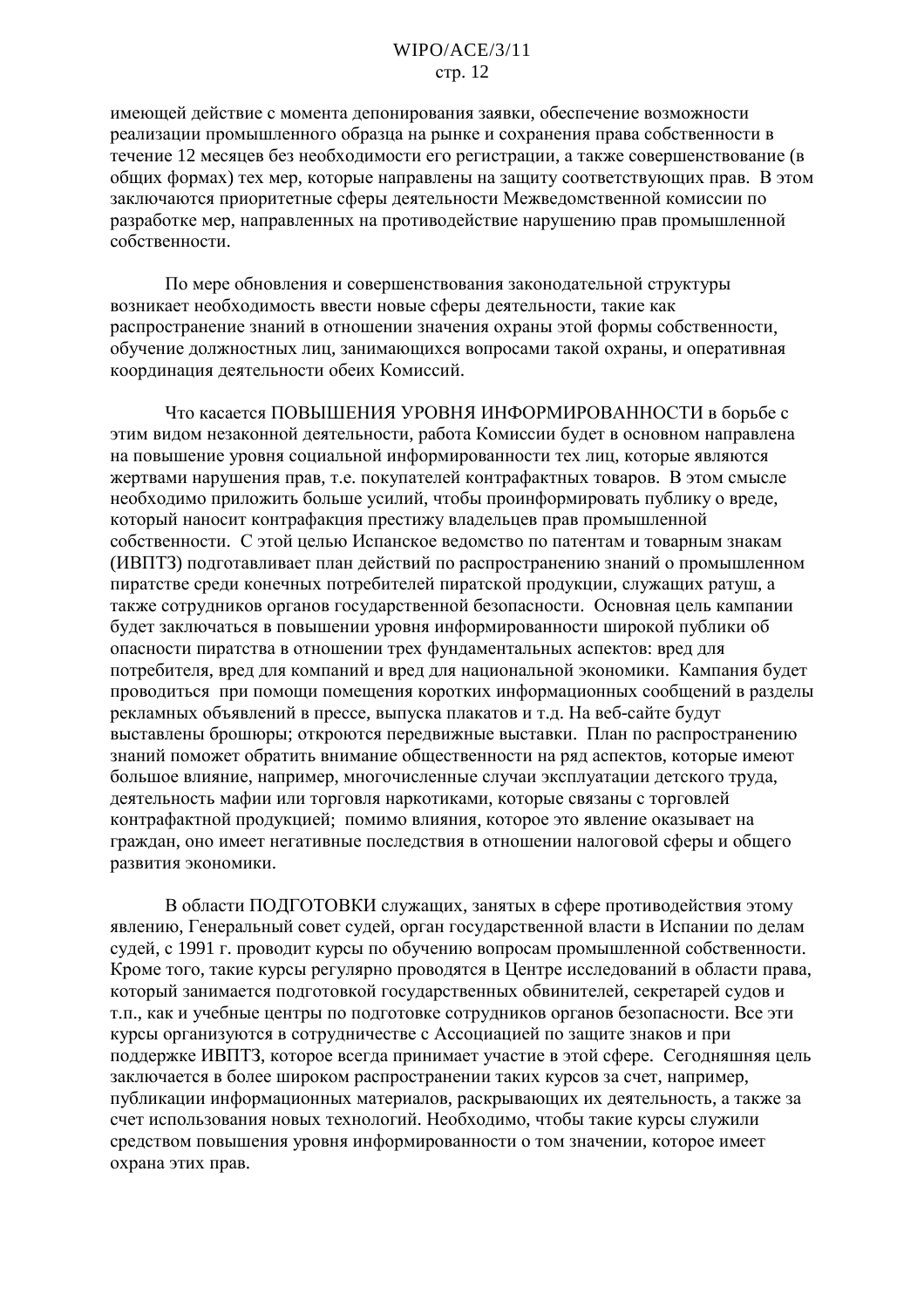имеющей действие с момента депонирования заявки, обеспечение возможности реализации промышленного образца на рынке и сохранения права собственности в течение 12 месяцев без необходимости его регистрации, а также совершенствование (в общих формах) тех мер, которые направлены на защиту соответствующих прав. В этом заключаются приоритетные сферы деятельности Межведомственной комиссии по разработке мер, направленных на противодействие нарушению прав промышленной собственности.

По мере обновления и совершенствования законодательной структуры возникает необходимость ввести новые сферы деятельности, такие как распространение знаний в отношении значения охраны этой формы собственности, обучение должностных лиц, занимающихся вопросами такой охраны, и оперативная координация деятельности обеих Комиссий.

Что касается ПОВЫШЕНИЯ УРОВНЯ ИНФОРМИРОВАННОСТИ в борьбе с этим видом незаконной деятельности, работа Комиссии будет в основном направлена на повышение уровня социальной информированности тех лиц, которые являются жертвами нарушения прав, т.е. покупателей контрафактных товаров. В этом смысле необходимо приложить больше усилий, чтобы проинформировать публику о вреде, который наносит контрафакция престижу владельцев прав промышленной собственности. С этой целью Испанское ведомство по патентам и товарным знакам (ИВПТЗ) подготавливает план действий по распространению знаний о промышленном пиратстве среди конечных потребителей пиратской продукции, служащих ратуш, а также сотрудников органов государственной безопасности. Основная цель кампании будет заключаться в повышении уровня информированности широкой публики об опасности пиратства в отношении трех фундаментальных аспектов: вред для потребителя, вред для компаний и вред для национальной экономики. Кампания будет проводиться при помощи помещения коротких информационных сообщений в разделы рекламных объявлений в прессе, выпуска плакатов и т.д. На веб-сайте будут выставлены брошюры; откроются передвижные выставки. План по распространению знаний поможет обратить внимание общественности на ряд аспектов, которые имеют большое влияние, например, многочисленные случаи эксплуатации детского труда, деятельность мафии или торговля наркотиками, которые связаны с торговлей контрафактной продукцией; помимо влияния, которое это явление оказывает на граждан, оно имеет негативные последствия в отношении налоговой сферы и общего развития экономики.

В области ПОДГОТОВКИ служащих, занятых в сфере противодействия этому явлению, Генеральный совет судей, орган государственной власти в Испании по делам судей, с 1991 г. проводит курсы по обучению вопросам промышленной собственности. Кроме того, такие курсы регулярно проводятся в Центре исследований в области права, который занимается подготовкой государственных обвинителей, секретарей судов и т.п., как и учебные центры по подготовке сотрудников органов безопасности. Все эти курсы организуются в сотрудничестве с Ассоциацией по защите знаков и при поддержке ИВПТЗ, которое всегда принимает участие в этой сфере. Сегодняшняя цель заключается в более широком распространении таких курсов за счет, например, публикации информационных материалов, раскрывающих их деятельность, а также за счет использования новых технологий. Необходимо, чтобы такие курсы служили средством повышения уровня информированности о том значении, которое имеет охрана этих прав.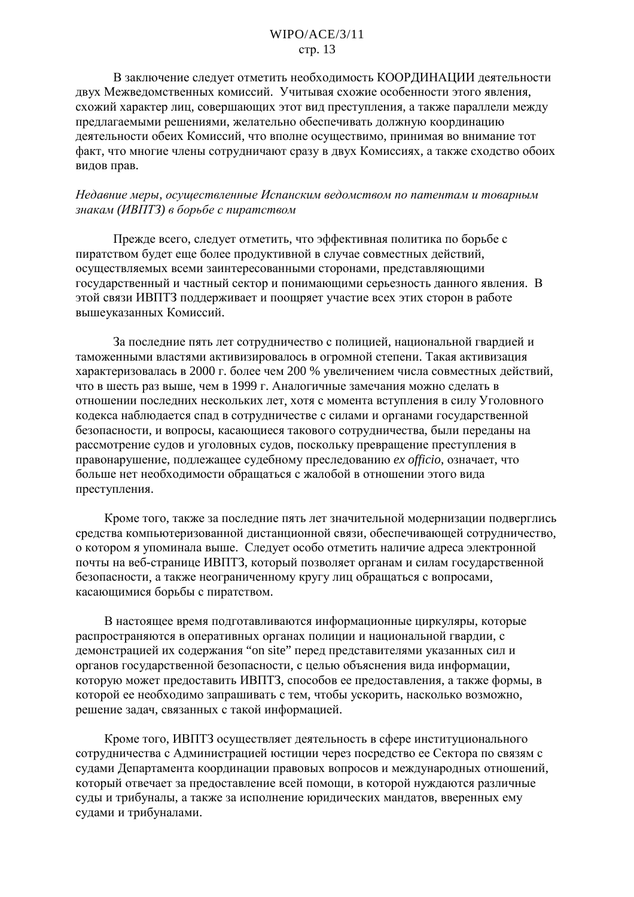В заключение следует отметить необходимость КООРДИНАЦИИ деятельности двух Межведомственных комиссий. Учитывая схожие особенности этого явления, схожий характер лиц, совершающих этот вид преступления, а также параллели между предлагаемыми решениями, желательно обеспечивать должную координацию деятельности обеих Комиссий, что вполне осуществимо, принимая во внимание тот факт, что многие члены сотрудничают сразу в двух Комиссиях, а также сходство обоих видов прав.

*Недавние меры, осуществленные Испанским ведомством по патентам и товарным знакам (ИВПТЗ) в борьбе с пиратством*

Прежде всего, следует отметить, что эффективная политика по борьбе с пиратством будет еще более продуктивной в случае совместных действий, осуществляемых всеми заинтересованными сторонами, представляющими государственный и частный сектор и понимающими серьезность данного явления. В этой связи ИВПТЗ поддерживает и поощряет участие всех этих сторон в работе вышеуказанных Комиссий.

За последние пять лет сотрудничество с полицией, национальной гвардией и таможенными властями активизировалось в огромной степени. Такая активизация характеризовалась в 2000 г. более чем 200 % увеличением числа совместных действий, что в шесть раз выше, чем в 1999 г. Аналогичные замечания можно сделать в отношении последних нескольких лет, хотя с момента вступления в силу Уголовного кодекса наблюдается спад в сотрудничестве с силами и органами государственной безопасности, и вопросы, касающиеся такового сотрудничества, были переданы на рассмотрение судов и уголовных судов, поскольку превращение преступления в правонарушение, подлежащее судебному преследованию *ex officio*, означает, что больше нет необходимости обращаться с жалобой в отношении этого вида преступления.

Кроме того, также за последние пять лет значительной модернизации подверглись средства компьютеризованной дистанционной связи, обеспечивающей сотрудничество, о котором я упоминала выше. Следует особо отметить наличие адреса электронной почты на веб-странице ИВПТЗ, который позволяет органам и силам государственной безопасности, а также неограниченному кругу лиц обращаться с вопросами, касающимися борьбы с пиратством.

В настоящее время подготавливаются информационные циркуляры, которые распространяются в оперативных органах полиции и национальной гвардии, с демонстрацией их содержания “on site” перед представителями указанных сил и органов государственной безопасности, с целью объяснения вида информации, которую может предоставить ИВПТЗ, способов ее предоставления, а также формы, в которой ее необходимо запрашивать с тем, чтобы ускорить, насколько возможно, решение задач, связанных с такой информацией.

Кроме того, ИВПТЗ осуществляет деятельность в сфере институционального сотрудничества с Администрацией юстиции через посредство ее Сектора по связям с судами Департамента координации правовых вопросов и международных отношений, который отвечает за предоставление всей помощи, в которой нуждаются различные суды и трибуналы, а также за исполнение юридических мандатов, вверенных ему судами и трибуналами.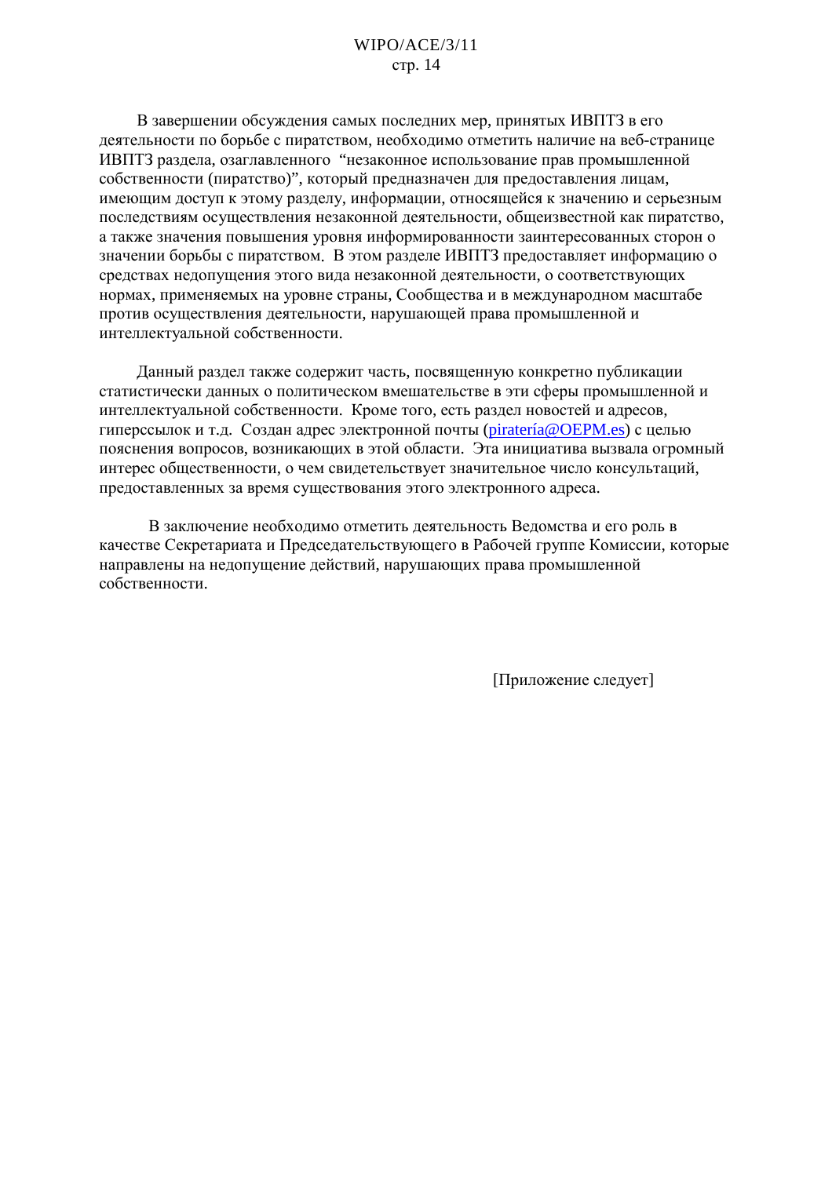В завершении обсуждения самых последних мер, принятых ИВПТЗ в его деятельности по борьбе с пиратством, необходимо отметить наличие на веб-странице ИВПТЗ раздела, озаглавленного “незаконное использование прав промышленной собственности (пиратство)”, который предназначен для предоставления лицам, имеющим доступ к этому разделу, информации, относящейся к значению и серьезным последствиям осуществления незаконной деятельности, общеизвестной как пиратство, а также значения повышения уровня информированности заинтересованных сторон о значении борьбы с пиратством. В этом разделе ИВПТЗ предоставляет информацию о средствах недопущения этого вида незаконной деятельности, о соответствующих нормах, применяемых на уровне страны, Сообщества и в международном масштабе против осуществления деятельности, нарушающей права промышленной и интеллектуальной собственности.

Данный раздел также содержит часть, посвященную конкретно публикации статистически данных о политическом вмешательстве в эти сферы промышленной и интеллектуальной собственности. Кроме того, есть раздел новостей и адресов, гиперссылок и т.д. Создан адрес электронной почты (piratería@OEPM.es) с целью пояснения вопросов, возникающих в этой области. Эта инициатива вызвала огромный интерес общественности, о чем свидетельствует значительное число консультаций, предоставленных за время существования этого электронного адреса.

В заключение необходимо отметить деятельность Ведомства и его роль в качестве Секретариата и Председательствующего в Рабочей группе Комиссии, которые направлены на недопущение действий, нарушающих права промышленной собственности.

[Приложение следует]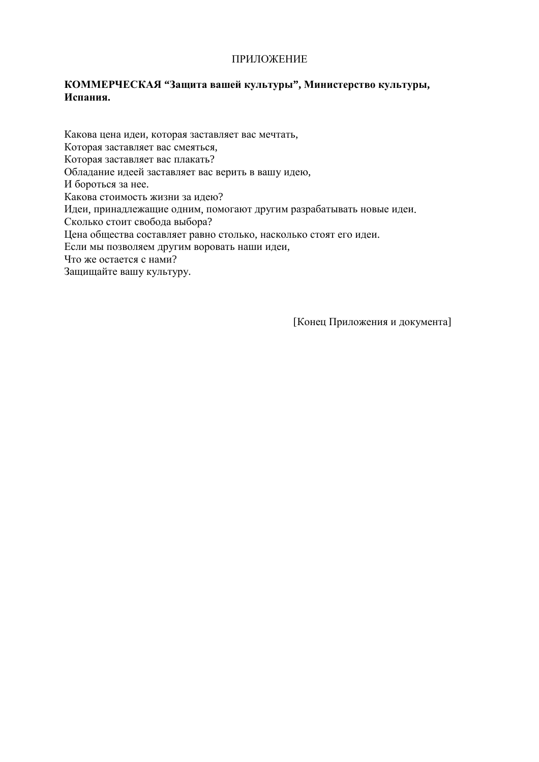ПРИЛОЖЕНИЕ

**КОММЕРЧЕСКАЯ “Защита вашей культуры”, Министерство культуры, Испания.**

Какова цена идеи, которая заставляет вас мечтать,
Которая заставляет вас смеяться,
Которая заставляет вас плакать?
Обладание идеей заставляет вас верить в вашу идею,
И бороться за нее.
Какова стоимость жизни за идею?
Идеи, принадлежащие одним, помогают другим разрабатывать новые идеи.
Сколько стоит свобода выбора?
Цена общества составляет равно столько, насколько стоят его идеи.
Если мы позволяем другим воровать наши идеи,
Что же остается с нами?
Защищайте вашу культуру.

[Конец Приложения и документа]